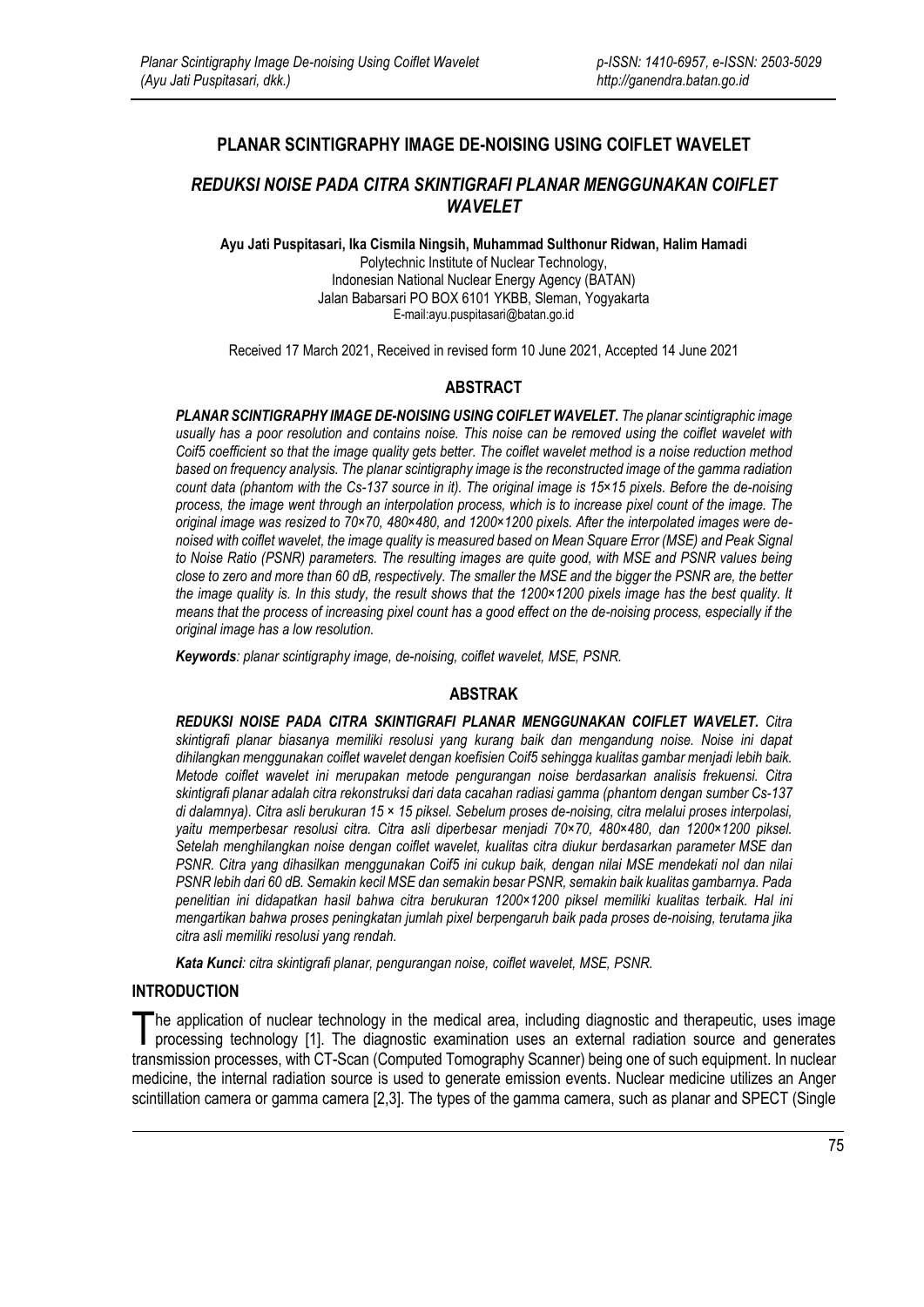# PLANAR SCINTIGRAPHY IMAGE DE-NOISING USING COIFLET WAVELET

## *REDUKSI NOISE PADA CITRA SKINTIGRAFI PLANAR MENGGUNAKAN COIFLET WAVELET*

**Ayu Jati Puspitasari, Ika Cismila Ningsih, Muhammad Sulthonur Ridwan, Halim Hamadi**

Polytechnic Institute of Nuclear Technology,
Indonesian National Nuclear Energy Agency (BATAN)
Jalan Babarsari PO BOX 6101 YKBB, Sleman, Yogyakarta
E-mail:ayu.puspitasari@batan.go.id

Received 17 March 2021, Received in revised form 10 June 2021, Accepted 14 June 2021

### ABSTRACT

***PLANAR SCINTIGRAPHY IMAGE DE-NOISING USING COIFLET WAVELET.*** *The planar scintigraphic image usually has a poor resolution and contains noise. This noise can be removed using the coiflet wavelet with Coif5 coefficient so that the image quality gets better. The coiflet wavelet method is a noise reduction method based on frequency analysis. The planar scintigraphy image is the reconstructed image of the gamma radiation count data (phantom with the Cs-137 source in it). The original image is 15×15 pixels. Before the de-noising process, the image went through an interpolation process, which is to increase pixel count of the image. The original image was resized to 70×70, 480×480, and 1200×1200 pixels. After the interpolated images were de-noised with coiflet wavelet, the image quality is measured based on Mean Square Error (MSE) and Peak Signal to Noise Ratio (PSNR) parameters. The resulting images are quite good, with MSE and PSNR values being close to zero and more than 60 dB, respectively. The smaller the MSE and the bigger the PSNR are, the better the image quality is. In this study, the result shows that the 1200×1200 pixels image has the best quality. It means that the process of increasing pixel count has a good effect on the de-noising process, especially if the original image has a low resolution.*

***Keywords****: planar scintigraphy image, de-noising, coiflet wavelet, MSE, PSNR.*

### ABSTRAK

***REDUKSI NOISE PADA CITRA SKINTIGRAFI PLANAR MENGGUNAKAN COIFLET WAVELET.*** *Citra skintigrafi planar biasanya memiliki resolusi yang kurang baik dan mengandung noise. Noise ini dapat dihilangkan menggunakan coiflet wavelet dengan koefisien Coif5 sehingga kualitas gambar menjadi lebih baik. Metode coiflet wavelet ini merupakan metode pengurangan noise berdasarkan analisis frekuensi. Citra skintigrafi planar adalah citra rekonstruksi dari data cacahan radiasi gamma (phantom dengan sumber Cs-137 di dalamnya). Citra asli berukuran 15 × 15 piksel. Sebelum proses de-noising, citra melalui proses interpolasi, yaitu memperbesar resolusi citra. Citra asli diperbesar menjadi 70×70, 480×480, dan 1200×1200 piksel. Setelah menghilangkan noise dengan coiflet wavelet, kualitas citra diukur berdasarkan parameter MSE dan PSNR. Citra yang dihasilkan menggunakan Coif5 ini cukup baik, dengan nilai MSE mendekati nol dan nilai PSNR lebih dari 60 dB. Semakin kecil MSE dan semakin besar PSNR, semakin baik kualitas gambarnya. Pada penelitian ini didapatkan hasil bahwa citra berukuran 1200×1200 piksel memiliki kualitas terbaik. Hal ini mengartikan bahwa proses peningkatan jumlah pixel berpengaruh baik pada proses de-noising, terutama jika citra asli memiliki resolusi yang rendah.*

***Kata Kunci****: citra skintigrafi planar, pengurangan noise, coiflet wavelet, MSE, PSNR.*

## INTRODUCTION

The application of nuclear technology in the medical area, including diagnostic and therapeutic, uses image processing technology [1]. The diagnostic examination uses an external radiation source and generates transmission processes, with CT-Scan (Computed Tomography Scanner) being one of such equipment. In nuclear medicine, the internal radiation source is used to generate emission events. Nuclear medicine utilizes an Anger scintillation camera or gamma camera [2,3]. The types of the gamma camera, such as planar and SPECT (Single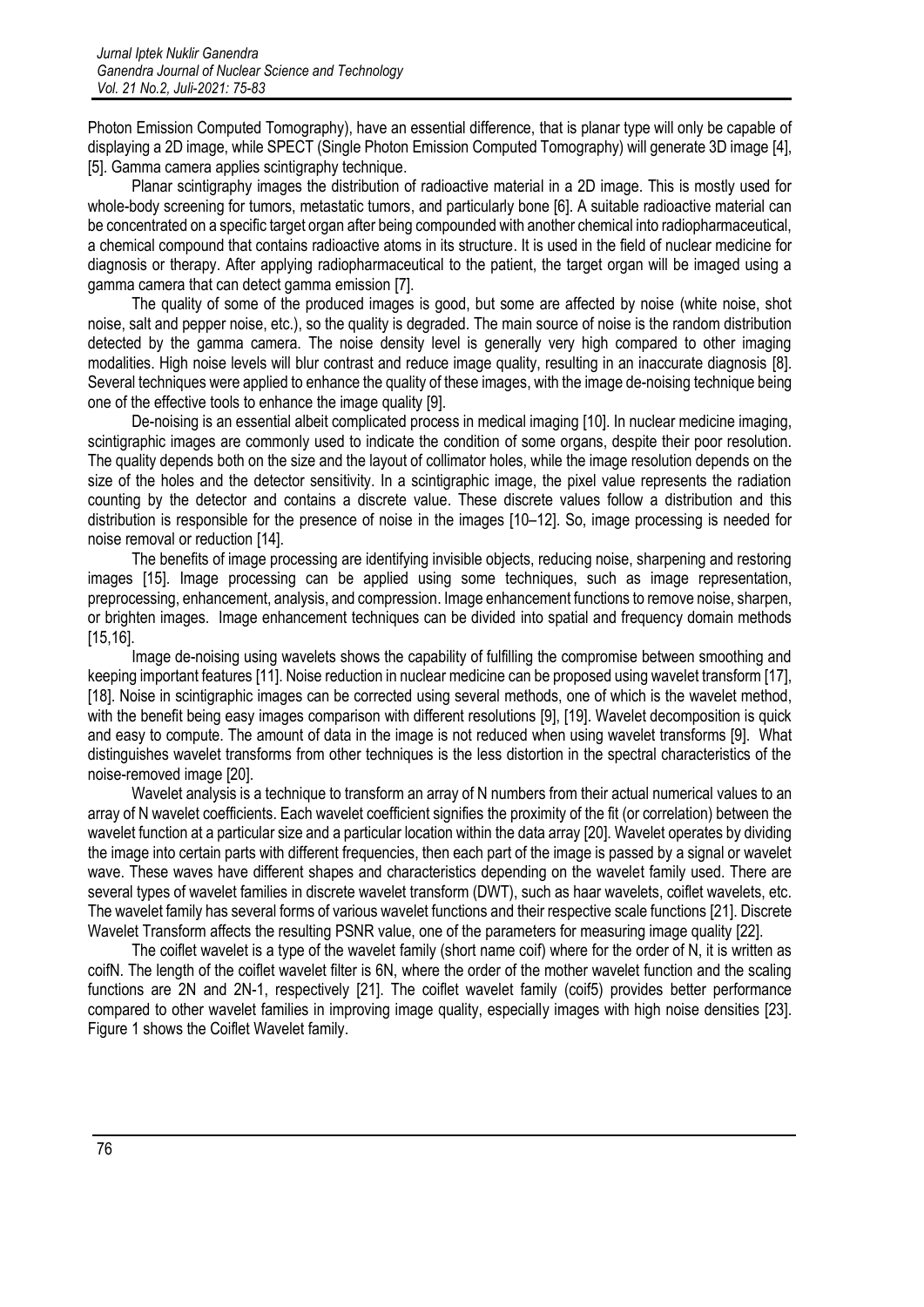Photon Emission Computed Tomography), have an essential difference, that is planar type will only be capable of displaying a 2D image, while SPECT (Single Photon Emission Computed Tomography) will generate 3D image [4], [5]. Gamma camera applies scintigraphy technique.

Planar scintigraphy images the distribution of radioactive material in a 2D image. This is mostly used for whole-body screening for tumors, metastatic tumors, and particularly bone [6]. A suitable radioactive material can be concentrated on a specific target organ after being compounded with another chemical into radiopharmaceutical, a chemical compound that contains radioactive atoms in its structure. It is used in the field of nuclear medicine for diagnosis or therapy. After applying radiopharmaceutical to the patient, the target organ will be imaged using a gamma camera that can detect gamma emission [7].

The quality of some of the produced images is good, but some are affected by noise (white noise, shot noise, salt and pepper noise, etc.), so the quality is degraded. The main source of noise is the random distribution detected by the gamma camera. The noise density level is generally very high compared to other imaging modalities. High noise levels will blur contrast and reduce image quality, resulting in an inaccurate diagnosis [8]. Several techniques were applied to enhance the quality of these images, with the image de-noising technique being one of the effective tools to enhance the image quality [9].

De-noising is an essential albeit complicated process in medical imaging [10]. In nuclear medicine imaging, scintigraphic images are commonly used to indicate the condition of some organs, despite their poor resolution. The quality depends both on the size and the layout of collimator holes, while the image resolution depends on the size of the holes and the detector sensitivity. In a scintigraphic image, the pixel value represents the radiation counting by the detector and contains a discrete value. These discrete values follow a distribution and this distribution is responsible for the presence of noise in the images [10–12]. So, image processing is needed for noise removal or reduction [14].

The benefits of image processing are identifying invisible objects, reducing noise, sharpening and restoring images [15]. Image processing can be applied using some techniques, such as image representation, preprocessing, enhancement, analysis, and compression. Image enhancement functions to remove noise, sharpen, or brighten images. Image enhancement techniques can be divided into spatial and frequency domain methods [15,16].

Image de-noising using wavelets shows the capability of fulfilling the compromise between smoothing and keeping important features [11]. Noise reduction in nuclear medicine can be proposed using wavelet transform [17], [18]. Noise in scintigraphic images can be corrected using several methods, one of which is the wavelet method, with the benefit being easy images comparison with different resolutions [9], [19]. Wavelet decomposition is quick and easy to compute. The amount of data in the image is not reduced when using wavelet transforms [9]. What distinguishes wavelet transforms from other techniques is the less distortion in the spectral characteristics of the noise-removed image [20].

Wavelet analysis is a technique to transform an array of N numbers from their actual numerical values to an array of N wavelet coefficients. Each wavelet coefficient signifies the proximity of the fit (or correlation) between the wavelet function at a particular size and a particular location within the data array [20]. Wavelet operates by dividing the image into certain parts with different frequencies, then each part of the image is passed by a signal or wavelet wave. These waves have different shapes and characteristics depending on the wavelet family used. There are several types of wavelet families in discrete wavelet transform (DWT), such as haar wavelets, coiflet wavelets, etc. The wavelet family has several forms of various wavelet functions and their respective scale functions [21]. Discrete Wavelet Transform affects the resulting PSNR value, one of the parameters for measuring image quality [22].

The coiflet wavelet is a type of the wavelet family (short name coif) where for the order of N, it is written as coifN. The length of the coiflet wavelet filter is 6N, where the order of the mother wavelet function and the scaling functions are 2N and 2N-1, respectively [21]. The coiflet wavelet family (coif5) provides better performance compared to other wavelet families in improving image quality, especially images with high noise densities [23]. Figure 1 shows the Coiflet Wavelet family.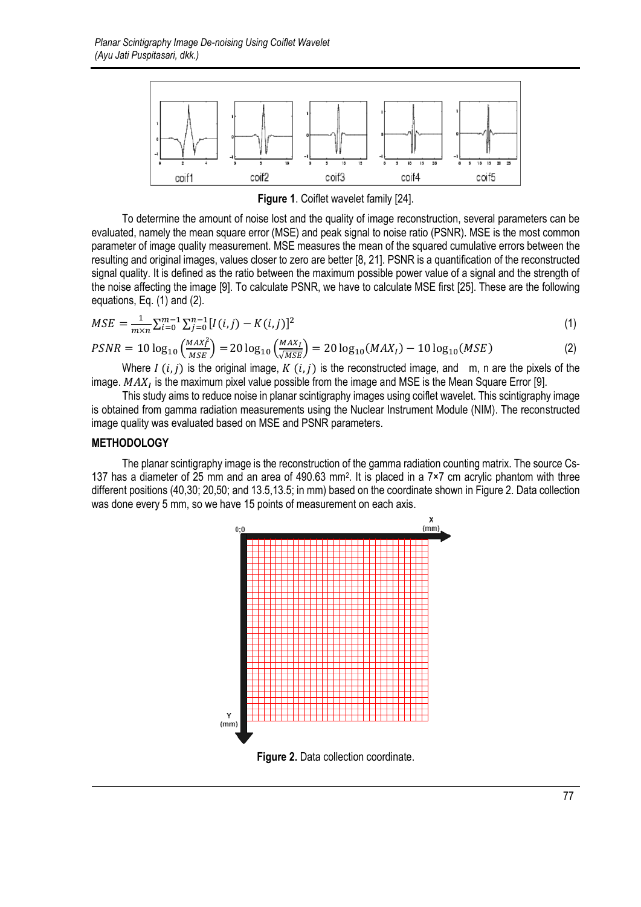coif1 coif2 coif3 coif4 coif5

**Figure 1**. Coiflet wavelet family [24].

To determine the amount of noise lost and the quality of image reconstruction, several parameters can be evaluated, namely the mean square error (MSE) and peak signal to noise ratio (PSNR). MSE is the most common parameter of image quality measurement. MSE measures the mean of the squared cumulative errors between the resulting and original images, values closer to zero are better [8, 21]. PSNR is a quantification of the reconstructed signal quality. It is defined as the ratio between the maximum possible power value of a signal and the strength of the noise affecting the image [9]. To calculate PSNR, we have to calculate MSE first [25]. These are the following equations, Eq. (1) and (2).

$$MSE = \frac{1}{m \times n} \sum_{i=0}^{m-1} \sum_{j=0}^{n-1} [I(i,j) - K(i,j)]^2 \quad (1)$$

$$PSNR = 10 \log_{10}\left(\frac{MAX_I^2}{MSE}\right) = 20 \log_{10}\left(\frac{MAX_I}{\sqrt{MSE}}\right) = 20 \log_{10}(MAX_I) - 10 \log_{10}(MSE) \quad (2)$$

Where $I(i,j)$ is the original image, $K(i,j)$ is the reconstructed image, and m, n are the pixels of the image. $MAX_I$ is the maximum pixel value possible from the image and MSE is the Mean Square Error [9].

This study aims to reduce noise in planar scintigraphy images using coiflet wavelet. This scintigraphy image is obtained from gamma radiation measurements using the Nuclear Instrument Module (NIM). The reconstructed image quality was evaluated based on MSE and PSNR parameters.

## METHODOLOGY

The planar scintigraphy image is the reconstruction of the gamma radiation counting matrix. The source Cs-137 has a diameter of 25 mm and an area of 490.63 mm$^2$. It is placed in a 7×7 cm acrylic phantom with three different positions (40,30; 20,50; and 13.5,13.5; in mm) based on the coordinate shown in Figure 2. Data collection was done every 5 mm, so we have 15 points of measurement on each axis.

0;0
X (mm)
Y (mm)

**Figure 2.** Data collection coordinate.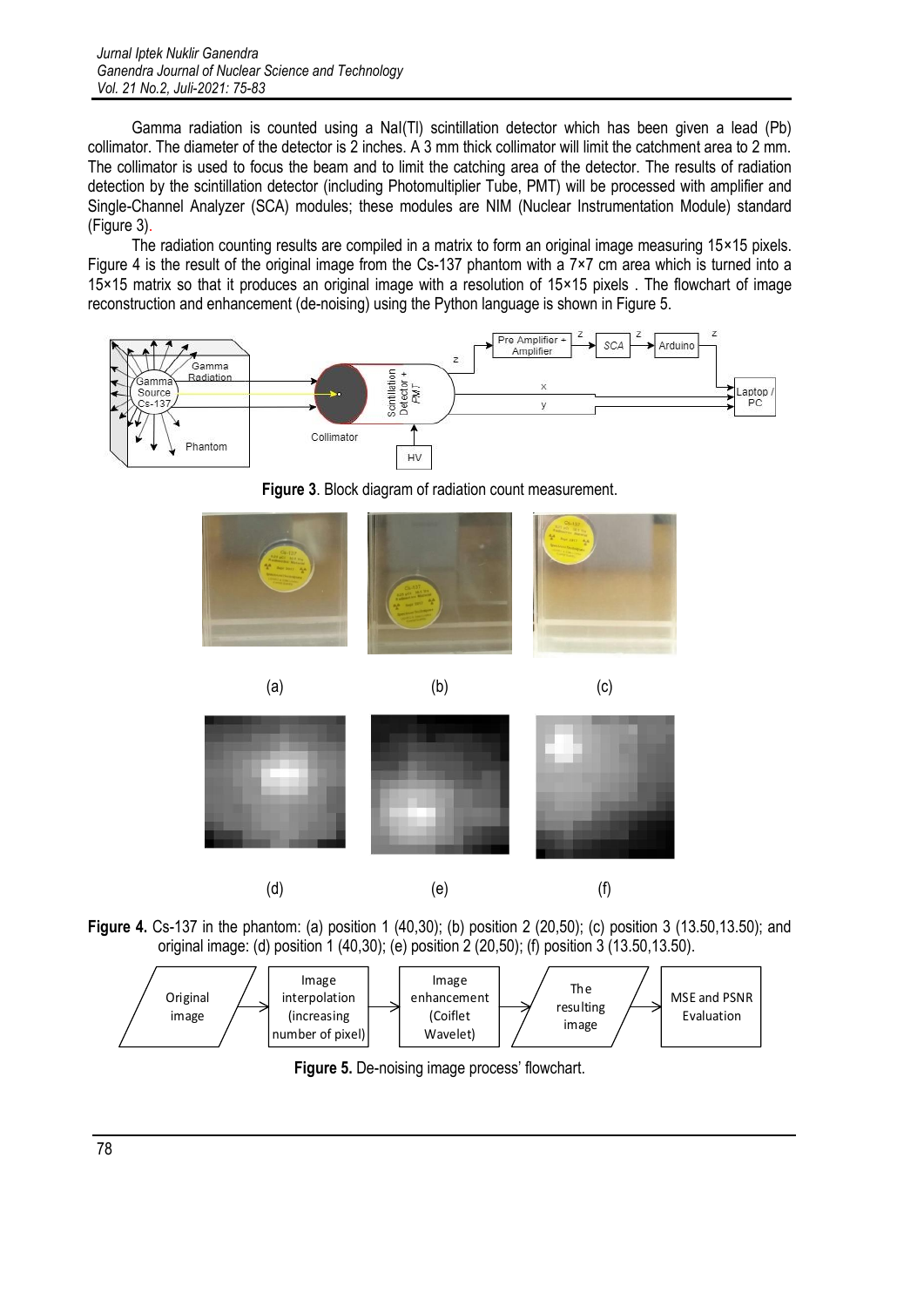Gamma radiation is counted using a NaI(Tl) scintillation detector which has been given a lead (Pb) collimator. The diameter of the detector is 2 inches. A 3 mm thick collimator will limit the catchment area to 2 mm. The collimator is used to focus the beam and to limit the catching area of the detector. The results of radiation detection by the scintillation detector (including Photomultiplier Tube, PMT) will be processed with amplifier and Single-Channel Analyzer (SCA) modules; these modules are NIM (Nuclear Instrumentation Module) standard (Figure 3).

The radiation counting results are compiled in a matrix to form an original image measuring 15×15 pixels. Figure 4 is the result of the original image from the Cs-137 phantom with a 7×7 cm area which is turned into a 15×15 matrix so that it produces an original image with a resolution of 15×15 pixels . The flowchart of image reconstruction and enhancement (de-noising) using the Python language is shown in Figure 5.

Gamma Radiation
Gamma Source Cs-137
Phantom
Collimator
Scintillation Detector + PMT
HV
Pre Amplifier + Amplifier
SCA
Arduino
Laptop / PC
z
x
y

**Figure 3**. Block diagram of radiation count measurement.

(a) (b) (c)

(d) (e) (f)

**Figure 4.** Cs-137 in the phantom: (a) position 1 (40,30); (b) position 2 (20,50); (c) position 3 (13.50,13.50); and original image: (d) position 1 (40,30); (e) position 2 (20,50); (f) position 3 (13.50,13.50).

Original image
Image interpolation (increasing number of pixel)
Image enhancement (Coiflet Wavelet)
The resulting image
MSE and PSNR Evaluation

**Figure 5.** De-noising image process' flowchart.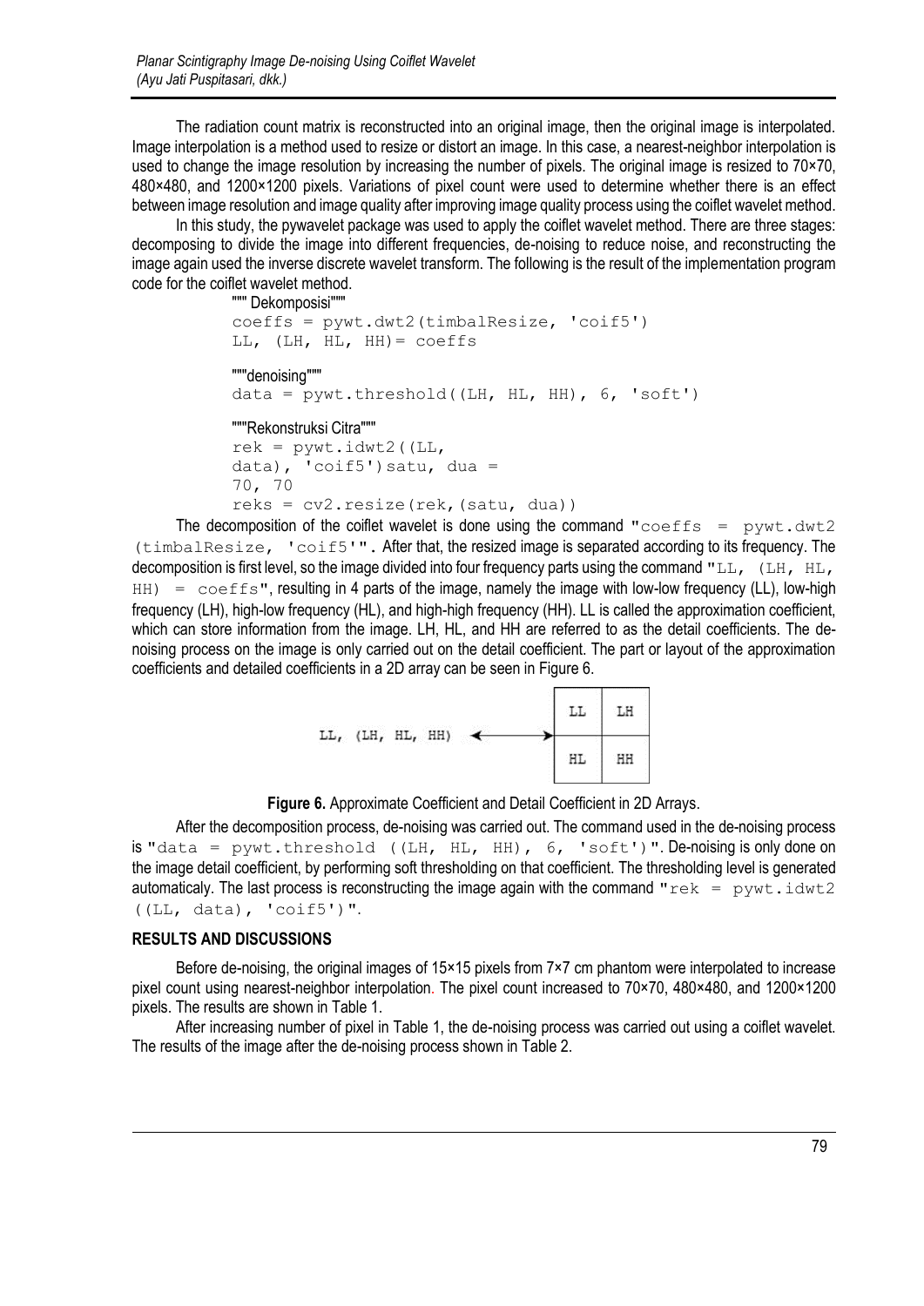The radiation count matrix is reconstructed into an original image, then the original image is interpolated. Image interpolation is a method used to resize or distort an image. In this case, a nearest-neighbor interpolation is used to change the image resolution by increasing the number of pixels. The original image is resized to 70×70, 480×480, and 1200×1200 pixels. Variations of pixel count were used to determine whether there is an effect between image resolution and image quality after improving image quality process using the coiflet wavelet method.

In this study, the pywavelet package was used to apply the coiflet wavelet method. There are three stages: decomposing to divide the image into different frequencies, de-noising to reduce noise, and reconstructing the image again used the inverse discrete wavelet transform. The following is the result of the implementation program code for the coiflet wavelet method.

```
""" Dekomposisi"""
coeffs = pywt.dwt2(timbalResize, 'coif5')
LL, (LH, HL, HH)= coeffs

"""denoising"""
data = pywt.threshold((LH, HL, HH), 6, 'soft')

"""Rekonstruksi Citra"""
rek = pywt.idwt2((LL,
data), 'coif5')satu, dua =
70, 70
reks = cv2.resize(rek,(satu, dua))
```

The decomposition of the coiflet wavelet is done using the command "`coeffs = pywt.dwt2 (timbalResize, 'coif5'`". After that, the resized image is separated according to its frequency. The decomposition is first level, so the image divided into four frequency parts using the command "`LL, (LH, HL, HH) = coeffs`", resulting in 4 parts of the image, namely the image with low-low frequency (LL), low-high frequency (LH), high-low frequency (HL), and high-high frequency (HH). LL is called the approximation coefficient, which can store information from the image. LH, HL, and HH are referred to as the detail coefficients. The de-noising process on the image is only carried out on the detail coefficient. The part or layout of the approximation coefficients and detailed coefficients in a 2D array can be seen in Figure 6.

LL, (LH, HL, HH) ⟷

| | |
|---|---|
| LL | LH |
| HL | HH |

**Figure 6.** Approximate Coefficient and Detail Coefficient in 2D Arrays.

After the decomposition process, de-noising was carried out. The command used in the de-noising process is "`data = pywt.threshold ((LH, HL, HH), 6, 'soft')`". De-noising is only done on the image detail coefficient, by performing soft thresholding on that coefficient. The thresholding level is generated automaticaly. The last process is reconstructing the image again with the command "`rek = pywt.idwt2 ((LL, data), 'coif5')`".

## RESULTS AND DISCUSSIONS

Before de-noising, the original images of 15×15 pixels from 7×7 cm phantom were interpolated to increase pixel count using nearest-neighbor interpolation. The pixel count increased to 70×70, 480×480, and 1200×1200 pixels. The results are shown in Table 1.

After increasing number of pixel in Table 1, the de-noising process was carried out using a coiflet wavelet. The results of the image after the de-noising process shown in Table 2.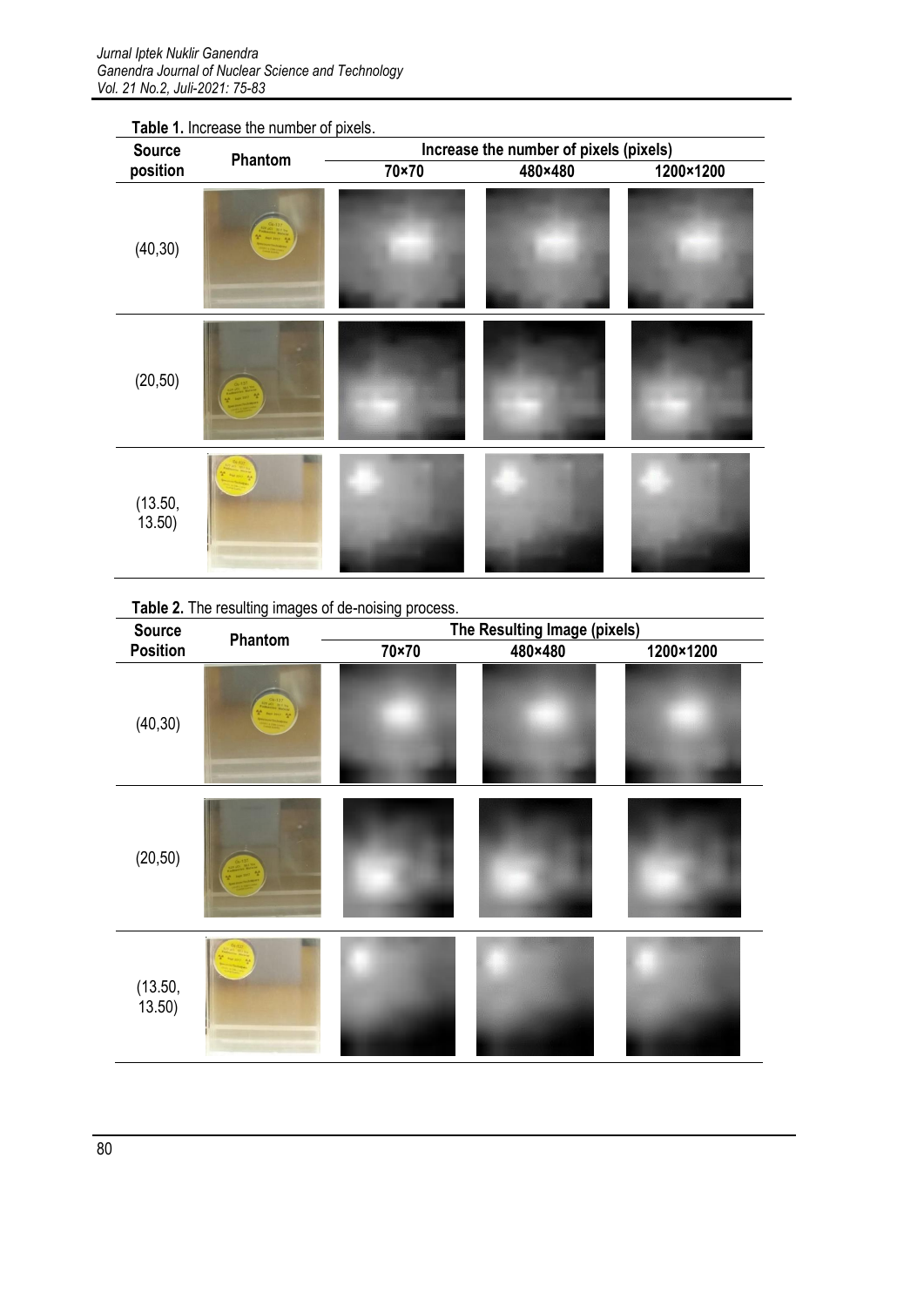**Table 1.** Increase the number of pixels.

| Source position | Phantom | Increase the number of pixels (pixels) | | |
|---|---|---|---|---|
| | | 70×70 | 480×480 | 1200×1200 |
| (40,30) | | | | |
| (20,50) | | | | |
| (13.50, 13.50) | | | | |

**Table 2.** The resulting images of de-noising process.

| Source Position | Phantom | The Resulting Image (pixels) | | |
|---|---|---|---|---|
| | | 70×70 | 480×480 | 1200×1200 |
| (40,30) | | | | |
| (20,50) | | | | |
| (13.50, 13.50) | | | | |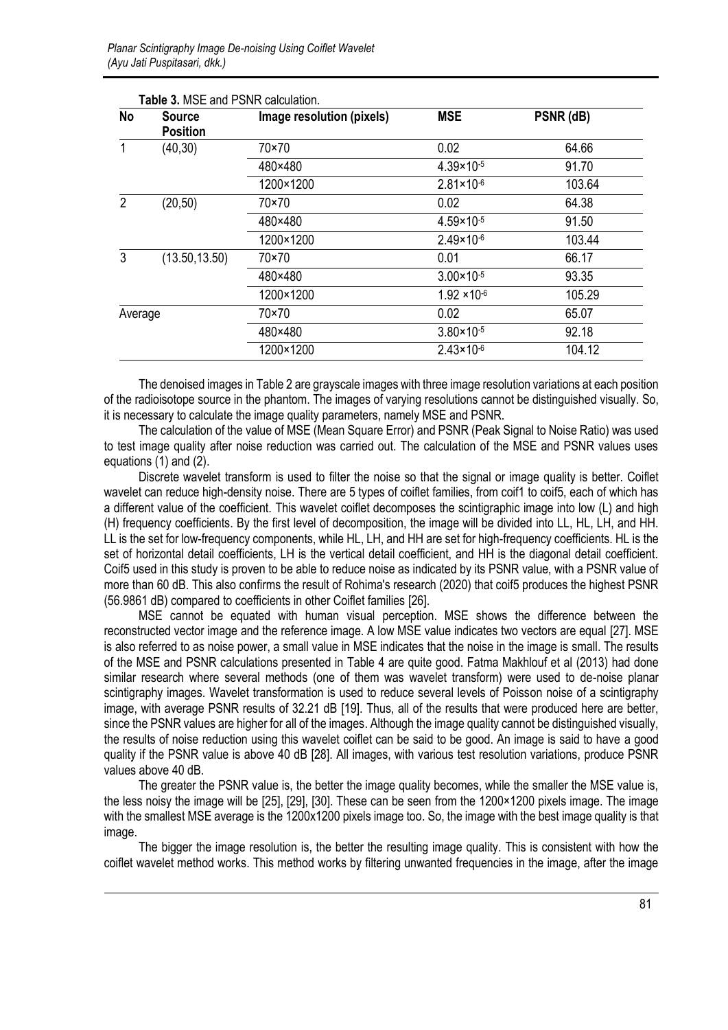**Table 3.** MSE and PSNR calculation.

| No | Source Position | Image resolution (pixels) | MSE | PSNR (dB) |
|---|---|---|---|---|
| 1 | (40,30) | 70×70 | 0.02 | 64.66 |
| | | 480×480 | $4.39\times10^{-5}$ | 91.70 |
| | | 1200×1200 | $2.81\times10^{-6}$ | 103.64 |
| 2 | (20,50) | 70×70 | 0.02 | 64.38 |
| | | 480×480 | $4.59\times10^{-5}$ | 91.50 |
| | | 1200×1200 | $2.49\times10^{-6}$ | 103.44 |
| 3 | (13.50,13.50) | 70×70 | 0.01 | 66.17 |
| | | 480×480 | $3.00\times10^{-5}$ | 93.35 |
| | | 1200×1200 | $1.92\times10^{-6}$ | 105.29 |
| Average | | 70×70 | 0.02 | 65.07 |
| | | 480×480 | $3.80\times10^{-5}$ | 92.18 |
| | | 1200×1200 | $2.43\times10^{-6}$ | 104.12 |

The denoised images in Table 2 are grayscale images with three image resolution variations at each position of the radioisotope source in the phantom. The images of varying resolutions cannot be distinguished visually. So, it is necessary to calculate the image quality parameters, namely MSE and PSNR.

The calculation of the value of MSE (Mean Square Error) and PSNR (Peak Signal to Noise Ratio) was used to test image quality after noise reduction was carried out. The calculation of the MSE and PSNR values uses equations (1) and (2).

Discrete wavelet transform is used to filter the noise so that the signal or image quality is better. Coiflet wavelet can reduce high-density noise. There are 5 types of coiflet families, from coif1 to coif5, each of which has a different value of the coefficient. This wavelet coiflet decomposes the scintigraphic image into low (L) and high (H) frequency coefficients. By the first level of decomposition, the image will be divided into LL, HL, LH, and HH. LL is the set for low-frequency components, while HL, LH, and HH are set for high-frequency coefficients. HL is the set of horizontal detail coefficients, LH is the vertical detail coefficient, and HH is the diagonal detail coefficient. Coif5 used in this study is proven to be able to reduce noise as indicated by its PSNR value, with a PSNR value of more than 60 dB. This also confirms the result of Rohima's research (2020) that coif5 produces the highest PSNR (56.9861 dB) compared to coefficients in other Coiflet families [26].

MSE cannot be equated with human visual perception. MSE shows the difference between the reconstructed vector image and the reference image. A low MSE value indicates two vectors are equal [27]. MSE is also referred to as noise power, a small value in MSE indicates that the noise in the image is small. The results of the MSE and PSNR calculations presented in Table 4 are quite good. Fatma Makhlouf et al (2013) had done similar research where several methods (one of them was wavelet transform) were used to de-noise planar scintigraphy images. Wavelet transformation is used to reduce several levels of Poisson noise of a scintigraphy image, with average PSNR results of 32.21 dB [19]. Thus, all of the results that were produced here are better, since the PSNR values are higher for all of the images. Although the image quality cannot be distinguished visually, the results of noise reduction using this wavelet coiflet can be said to be good. An image is said to have a good quality if the PSNR value is above 40 dB [28]. All images, with various test resolution variations, produce PSNR values above 40 dB.

The greater the PSNR value is, the better the image quality becomes, while the smaller the MSE value is, the less noisy the image will be [25], [29], [30]. These can be seen from the 1200×1200 pixels image. The image with the smallest MSE average is the 1200x1200 pixels image too. So, the image with the best image quality is that image.

The bigger the image resolution is, the better the resulting image quality. This is consistent with how the coiflet wavelet method works. This method works by filtering unwanted frequencies in the image, after the image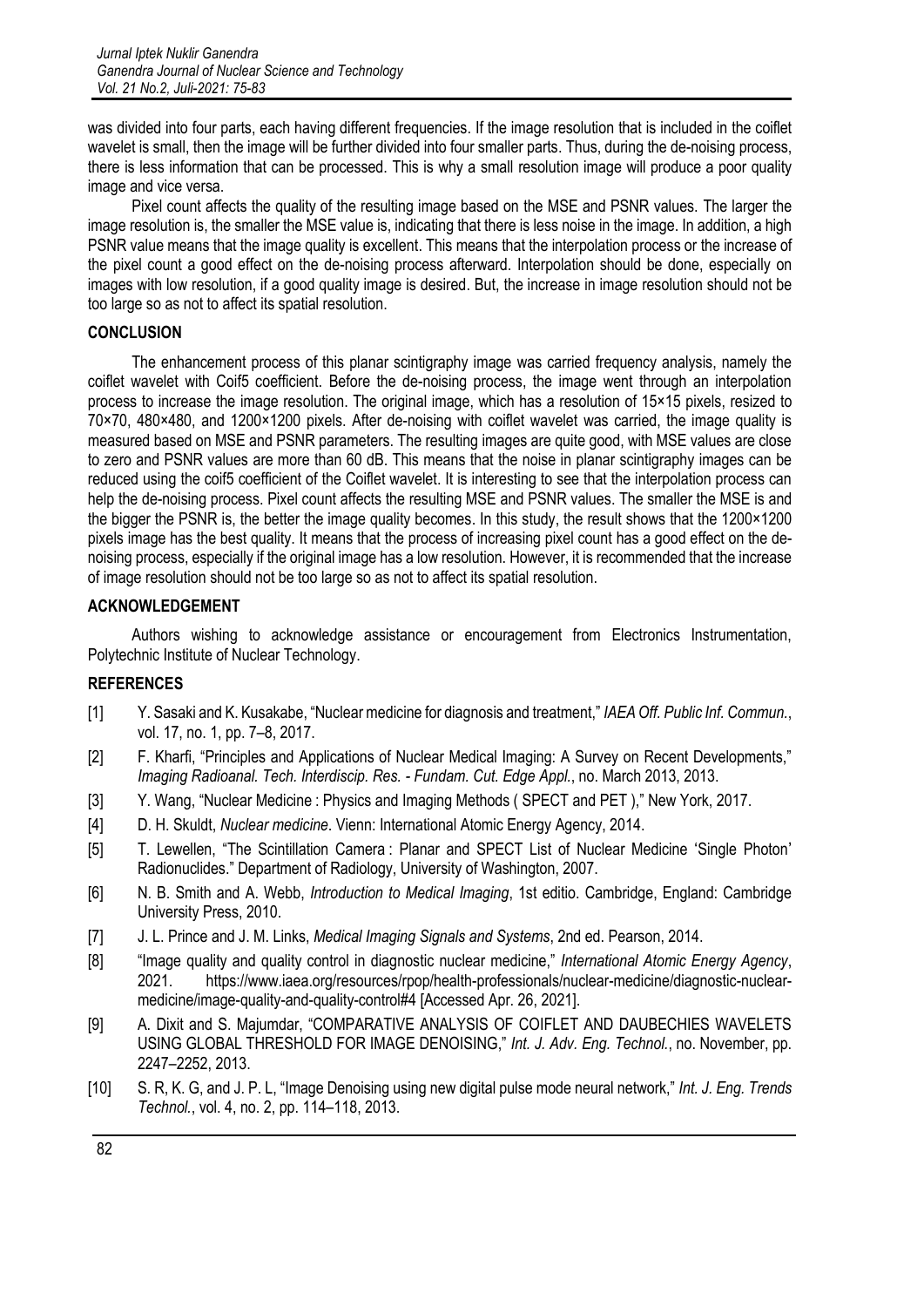was divided into four parts, each having different frequencies. If the image resolution that is included in the coiflet wavelet is small, then the image will be further divided into four smaller parts. Thus, during the de-noising process, there is less information that can be processed. This is why a small resolution image will produce a poor quality image and vice versa.

Pixel count affects the quality of the resulting image based on the MSE and PSNR values. The larger the image resolution is, the smaller the MSE value is, indicating that there is less noise in the image. In addition, a high PSNR value means that the image quality is excellent. This means that the interpolation process or the increase of the pixel count a good effect on the de-noising process afterward. Interpolation should be done, especially on images with low resolution, if a good quality image is desired. But, the increase in image resolution should not be too large so as not to affect its spatial resolution.

## CONCLUSION

The enhancement process of this planar scintigraphy image was carried frequency analysis, namely the coiflet wavelet with Coif5 coefficient. Before the de-noising process, the image went through an interpolation process to increase the image resolution. The original image, which has a resolution of 15×15 pixels, resized to 70×70, 480×480, and 1200×1200 pixels. After de-noising with coiflet wavelet was carried, the image quality is measured based on MSE and PSNR parameters. The resulting images are quite good, with MSE values are close to zero and PSNR values are more than 60 dB. This means that the noise in planar scintigraphy images can be reduced using the coif5 coefficient of the Coiflet wavelet. It is interesting to see that the interpolation process can help the de-noising process. Pixel count affects the resulting MSE and PSNR values. The smaller the MSE is and the bigger the PSNR is, the better the image quality becomes. In this study, the result shows that the 1200×1200 pixels image has the best quality. It means that the process of increasing pixel count has a good effect on the de-noising process, especially if the original image has a low resolution. However, it is recommended that the increase of image resolution should not be too large so as not to affect its spatial resolution.

## ACKNOWLEDGEMENT

Authors wishing to acknowledge assistance or encouragement from Electronics Instrumentation, Polytechnic Institute of Nuclear Technology.

## REFERENCES

[1] Y. Sasaki and K. Kusakabe, "Nuclear medicine for diagnosis and treatment," *IAEA Off. Public Inf. Commun.*, vol. 17, no. 1, pp. 7–8, 2017.

[2] F. Kharfi, "Principles and Applications of Nuclear Medical Imaging: A Survey on Recent Developments," *Imaging Radioanal. Tech. Interdiscip. Res. - Fundam. Cut. Edge Appl.*, no. March 2013, 2013.

[3] Y. Wang, "Nuclear Medicine : Physics and Imaging Methods ( SPECT and PET )," New York, 2017.

[4] D. H. Skuldt, *Nuclear medicine*. Vienn: International Atomic Energy Agency, 2014.

[5] T. Lewellen, "The Scintillation Camera : Planar and SPECT List of Nuclear Medicine 'Single Photon' Radionuclides." Department of Radiology, University of Washington, 2007.

[6] N. B. Smith and A. Webb, *Introduction to Medical Imaging*, 1st editio. Cambridge, England: Cambridge University Press, 2010.

[7] J. L. Prince and J. M. Links, *Medical Imaging Signals and Systems*, 2nd ed. Pearson, 2014.

[8] "Image quality and quality control in diagnostic nuclear medicine," *International Atomic Energy Agency*, 2021. https://www.iaea.org/resources/rpop/health-professionals/nuclear-medicine/diagnostic-nuclear-medicine/image-quality-and-quality-control#4 [Accessed Apr. 26, 2021].

[9] A. Dixit and S. Majumdar, "COMPARATIVE ANALYSIS OF COIFLET AND DAUBECHIES WAVELETS USING GLOBAL THRESHOLD FOR IMAGE DENOISING," *Int. J. Adv. Eng. Technol.*, no. November, pp. 2247–2252, 2013.

[10] S. R, K. G, and J. P. L, "Image Denoising using new digital pulse mode neural network," *Int. J. Eng. Trends Technol.*, vol. 4, no. 2, pp. 114–118, 2013.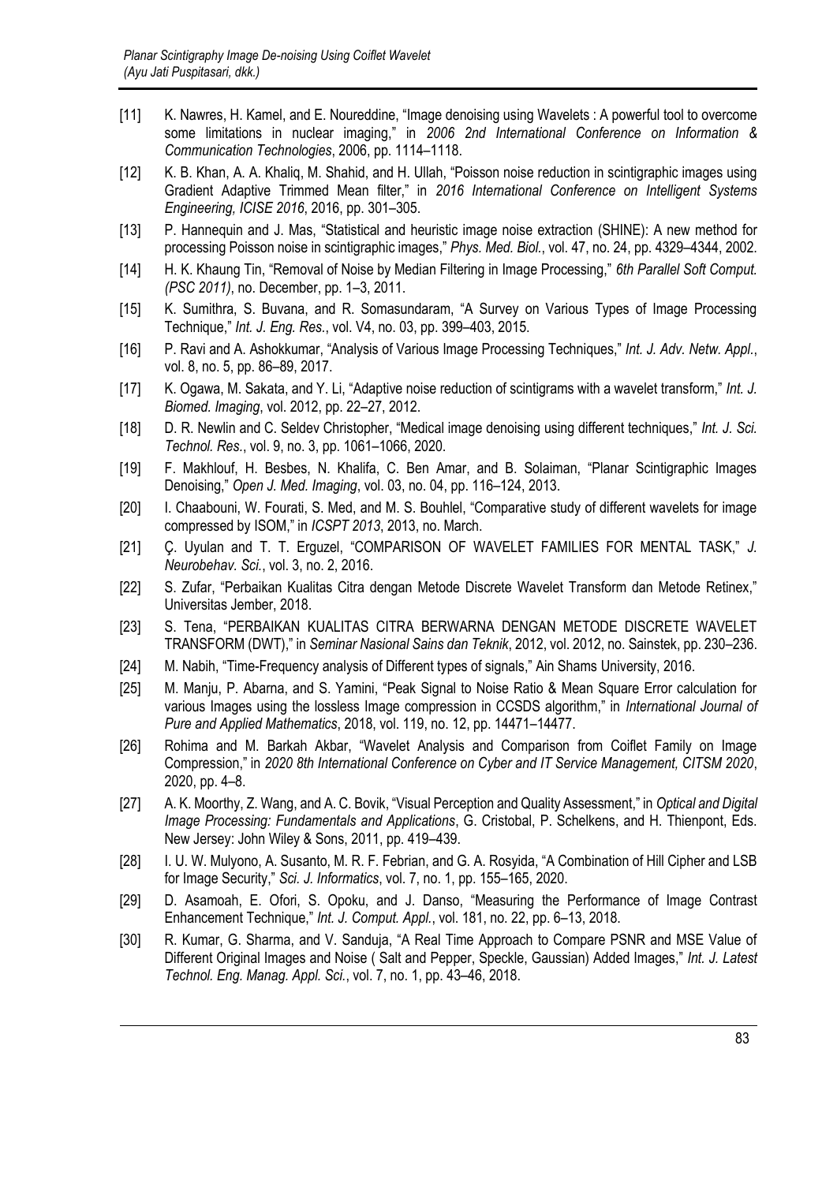[11] K. Nawres, H. Kamel, and E. Noureddine, "Image denoising using Wavelets : A powerful tool to overcome some limitations in nuclear imaging," in *2006 2nd International Conference on Information & Communication Technologies*, 2006, pp. 1114–1118.

[12] K. B. Khan, A. A. Khaliq, M. Shahid, and H. Ullah, "Poisson noise reduction in scintigraphic images using Gradient Adaptive Trimmed Mean filter," in *2016 International Conference on Intelligent Systems Engineering, ICISE 2016*, 2016, pp. 301–305.

[13] P. Hannequin and J. Mas, "Statistical and heuristic image noise extraction (SHINE): A new method for processing Poisson noise in scintigraphic images," *Phys. Med. Biol.*, vol. 47, no. 24, pp. 4329–4344, 2002.

[14] H. K. Khaung Tin, "Removal of Noise by Median Filtering in Image Processing," *6th Parallel Soft Comput. (PSC 2011)*, no. December, pp. 1–3, 2011.

[15] K. Sumithra, S. Buvana, and R. Somasundaram, "A Survey on Various Types of Image Processing Technique," *Int. J. Eng. Res.*, vol. V4, no. 03, pp. 399–403, 2015.

[16] P. Ravi and A. Ashokkumar, "Analysis of Various Image Processing Techniques," *Int. J. Adv. Netw. Appl.*, vol. 8, no. 5, pp. 86–89, 2017.

[17] K. Ogawa, M. Sakata, and Y. Li, "Adaptive noise reduction of scintigrams with a wavelet transform," *Int. J. Biomed. Imaging*, vol. 2012, pp. 22–27, 2012.

[18] D. R. Newlin and C. Seldev Christopher, "Medical image denoising using different techniques," *Int. J. Sci. Technol. Res.*, vol. 9, no. 3, pp. 1061–1066, 2020.

[19] F. Makhlouf, H. Besbes, N. Khalifa, C. Ben Amar, and B. Solaiman, "Planar Scintigraphic Images Denoising," *Open J. Med. Imaging*, vol. 03, no. 04, pp. 116–124, 2013.

[20] I. Chaabouni, W. Fourati, S. Med, and M. S. Bouhlel, "Comparative study of different wavelets for image compressed by ISOM," in *ICSPT 2013*, 2013, no. March.

[21] Ç. Uyulan and T. T. Erguzel, "COMPARISON OF WAVELET FAMILIES FOR MENTAL TASK," *J. Neurobehav. Sci.*, vol. 3, no. 2, 2016.

[22] S. Zufar, "Perbaikan Kualitas Citra dengan Metode Discrete Wavelet Transform dan Metode Retinex," Universitas Jember, 2018.

[23] S. Tena, "PERBAIKAN KUALITAS CITRA BERWARNA DENGAN METODE DISCRETE WAVELET TRANSFORM (DWT)," in *Seminar Nasional Sains dan Teknik*, 2012, vol. 2012, no. Sainstek, pp. 230–236.

[24] M. Nabih, "Time-Frequency analysis of Different types of signals," Ain Shams University, 2016.

[25] M. Manju, P. Abarna, and S. Yamini, "Peak Signal to Noise Ratio & Mean Square Error calculation for various Images using the lossless Image compression in CCSDS algorithm," in *International Journal of Pure and Applied Mathematics*, 2018, vol. 119, no. 12, pp. 14471–14477.

[26] Rohima and M. Barkah Akbar, "Wavelet Analysis and Comparison from Coiflet Family on Image Compression," in *2020 8th International Conference on Cyber and IT Service Management, CITSM 2020*, 2020, pp. 4–8.

[27] A. K. Moorthy, Z. Wang, and A. C. Bovik, "Visual Perception and Quality Assessment," in *Optical and Digital Image Processing: Fundamentals and Applications*, G. Cristobal, P. Schelkens, and H. Thienpont, Eds. New Jersey: John Wiley & Sons, 2011, pp. 419–439.

[28] I. U. W. Mulyono, A. Susanto, M. R. F. Febrian, and G. A. Rosyida, "A Combination of Hill Cipher and LSB for Image Security," *Sci. J. Informatics*, vol. 7, no. 1, pp. 155–165, 2020.

[29] D. Asamoah, E. Ofori, S. Opoku, and J. Danso, "Measuring the Performance of Image Contrast Enhancement Technique," *Int. J. Comput. Appl.*, vol. 181, no. 22, pp. 6–13, 2018.

[30] R. Kumar, G. Sharma, and V. Sanduja, "A Real Time Approach to Compare PSNR and MSE Value of Different Original Images and Noise ( Salt and Pepper, Speckle, Gaussian) Added Images," *Int. J. Latest Technol. Eng. Manag. Appl. Sci.*, vol. 7, no. 1, pp. 43–46, 2018.